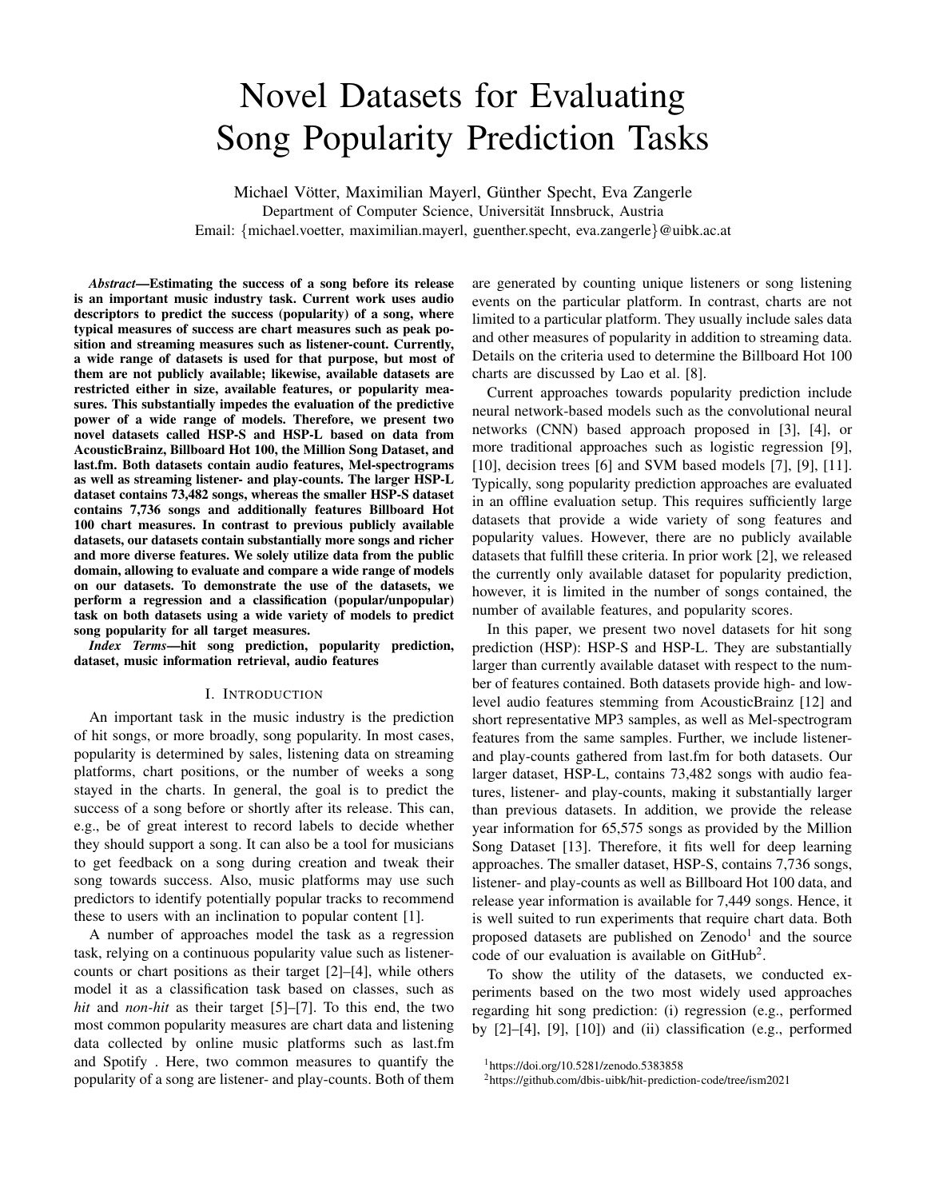# Novel Datasets for Evaluating Song Popularity Prediction Tasks

Michael Vötter, Maximilian Mayerl, Günther Specht, Eva Zangerle
Department of Computer Science, Universität Innsbruck, Austria
Email: {michael.voetter, maximilian.mayerl, guenther.specht, eva.zangerle}@uibk.ac.at

***Abstract*—Estimating the success of a song before its release is an important music industry task. Current work uses audio descriptors to predict the success (popularity) of a song, where typical measures of success are chart measures such as peak position and streaming measures such as listener-count. Currently, a wide range of datasets is used for that purpose, but most of them are not publicly available; likewise, available datasets are restricted either in size, available features, or popularity measures. This substantially impedes the evaluation of the predictive power of a wide range of models. Therefore, we present two novel datasets called HSP-S and HSP-L based on data from AcousticBrainz, Billboard Hot 100, the Million Song Dataset, and last.fm. Both datasets contain audio features, Mel-spectrograms as well as streaming listener- and play-counts. The larger HSP-L dataset contains 73,482 songs, whereas the smaller HSP-S dataset contains 7,736 songs and additionally features Billboard Hot 100 chart measures. In contrast to previous publicly available datasets, our datasets contain substantially more songs and richer and more diverse features. We solely utilize data from the public domain, allowing to evaluate and compare a wide range of models on our datasets. To demonstrate the use of the datasets, we perform a regression and a classification (popular/unpopular) task on both datasets using a wide variety of models to predict song popularity for all target measures.**

***Index Terms*—hit song prediction, popularity prediction, dataset, music information retrieval, audio features**

## I. Introduction

An important task in the music industry is the prediction of hit songs, or more broadly, song popularity. In most cases, popularity is determined by sales, listening data on streaming platforms, chart positions, or the number of weeks a song stayed in the charts. In general, the goal is to predict the success of a song before or shortly after its release. This can, e.g., be of great interest to record labels to decide whether they should support a song. It can also be a tool for musicians to get feedback on a song during creation and tweak their song towards success. Also, music platforms may use such predictors to identify potentially popular tracks to recommend these to users with an inclination to popular content [1].

A number of approaches model the task as a regression task, relying on a continuous popularity value such as listener-counts or chart positions as their target [2]–[4], while others model it as a classification task based on classes, such as *hit* and *non-hit* as their target [5]–[7]. To this end, the two most common popularity measures are chart data and listening data collected by online music platforms such as last.fm and Spotify . Here, two common measures to quantify the popularity of a song are listener- and play-counts. Both of them are generated by counting unique listeners or song listening events on the particular platform. In contrast, charts are not limited to a particular platform. They usually include sales data and other measures of popularity in addition to streaming data. Details on the criteria used to determine the Billboard Hot 100 charts are discussed by Lao et al. [8].

Current approaches towards popularity prediction include neural network-based models such as the convolutional neural networks (CNN) based approach proposed in [3], [4], or more traditional approaches such as logistic regression [9], [10], decision trees [6] and SVM based models [7], [9], [11]. Typically, song popularity prediction approaches are evaluated in an offline evaluation setup. This requires sufficiently large datasets that provide a wide variety of song features and popularity values. However, there are no publicly available datasets that fulfill these criteria. In prior work [2], we released the currently only available dataset for popularity prediction, however, it is limited in the number of songs contained, the number of available features, and popularity scores.

In this paper, we present two novel datasets for hit song prediction (HSP): HSP-S and HSP-L. They are substantially larger than currently available dataset with respect to the number of features contained. Both datasets provide high- and low-level audio features stemming from AcousticBrainz [12] and short representative MP3 samples, as well as Mel-spectrogram features from the same samples. Further, we include listener- and play-counts gathered from last.fm for both datasets. Our larger dataset, HSP-L, contains 73,482 songs with audio features, listener- and play-counts, making it substantially larger than previous datasets. In addition, we provide the release year information for 65,575 songs as provided by the Million Song Dataset [13]. Therefore, it fits well for deep learning approaches. The smaller dataset, HSP-S, contains 7,736 songs, listener- and play-counts as well as Billboard Hot 100 data, and release year information is available for 7,449 songs. Hence, it is well suited to run experiments that require chart data. Both proposed datasets are published on Zenodo[1] and the source code of our evaluation is available on GitHub[2].

To show the utility of the datasets, we conducted experiments based on the two most widely used approaches regarding hit song prediction: (i) regression (e.g., performed by [2]–[4], [9], [10]) and (ii) classification (e.g., performed

[1] https://doi.org/10.5281/zenodo.5383858

[2] https://github.com/dbis-uibk/hit-prediction-code/tree/ism2021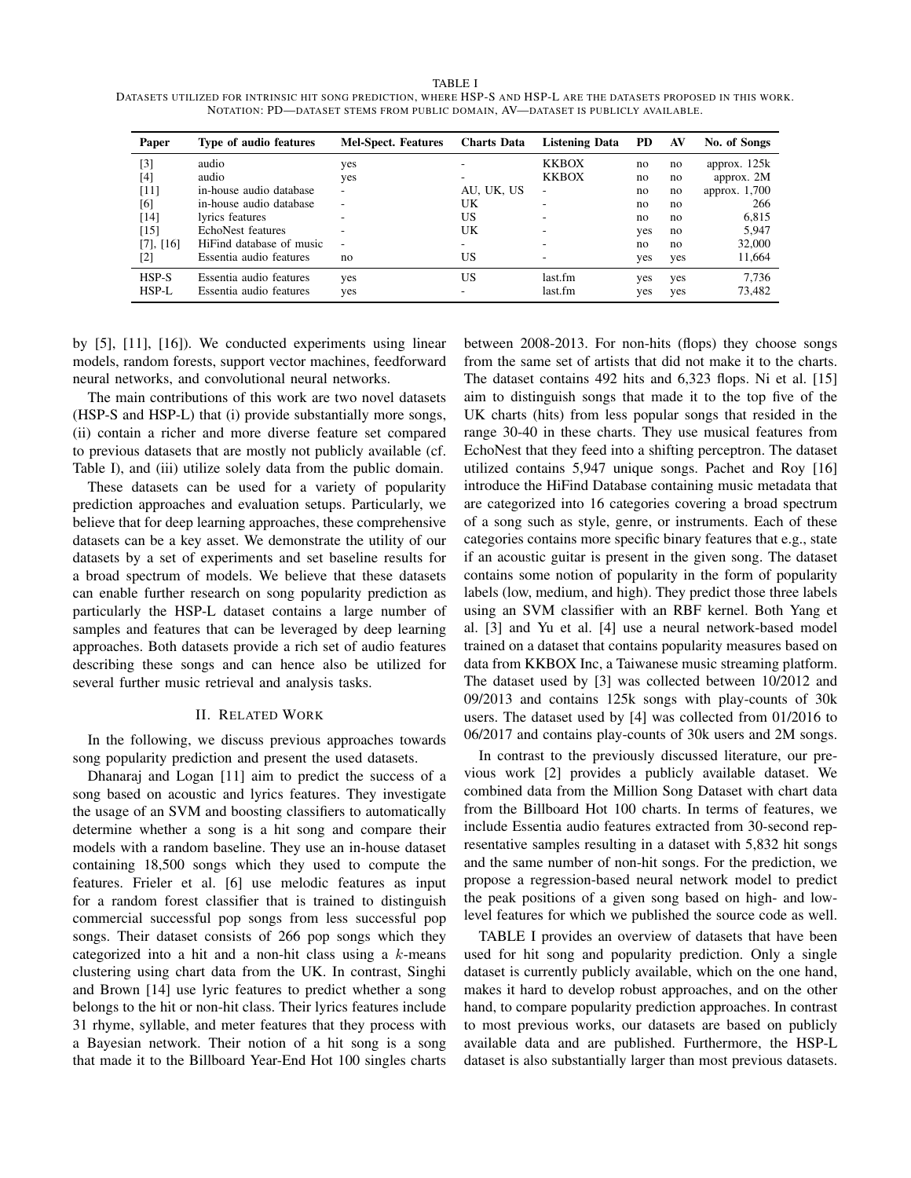TABLE I
DATASETS UTILIZED FOR INTRINSIC HIT SONG PREDICTION, WHERE HSP-S AND HSP-L ARE THE DATASETS PROPOSED IN THIS WORK. NOTATION: PD—DATASET STEMS FROM PUBLIC DOMAIN, AV—DATASET IS PUBLICLY AVAILABLE.

| Paper | Type of audio features | Mel-Spect. Features | Charts Data | Listening Data | PD | AV | No. of Songs |
|---|---|---|---|---|---|---|---|
| [3] | audio | yes | - | KKBOX | no | no | approx. 125k |
| [4] | audio | yes | - | KKBOX | no | no | approx. 2M |
| [11] | in-house audio database | - | AU, UK, US | - | no | no | approx. 1,700 |
| [6] | in-house audio database | - | UK | - | no | no | 266 |
| [14] | lyrics features | - | US | - | no | no | 6,815 |
| [15] | EchoNest features | - | UK | - | yes | no | 5,947 |
| [7], [16] | HiFind database of music | - | - | - | no | no | 32,000 |
| [2] | Essentia audio features | no | US | - | yes | yes | 11,664 |
| HSP-S | Essentia audio features | yes | US | last.fm | yes | yes | 7,736 |
| HSP-L | Essentia audio features | yes | - | last.fm | yes | yes | 73,482 |

by [5], [11], [16]). We conducted experiments using linear models, random forests, support vector machines, feedforward neural networks, and convolutional neural networks.

The main contributions of this work are two novel datasets (HSP-S and HSP-L) that (i) provide substantially more songs, (ii) contain a richer and more diverse feature set compared to previous datasets that are mostly not publicly available (cf. Table I), and (iii) utilize solely data from the public domain.

These datasets can be used for a variety of popularity prediction approaches and evaluation setups. Particularly, we believe that for deep learning approaches, these comprehensive datasets can be a key asset. We demonstrate the utility of our datasets by a set of experiments and set baseline results for a broad spectrum of models. We believe that these datasets can enable further research on song popularity prediction as particularly the HSP-L dataset contains a large number of samples and features that can be leveraged by deep learning approaches. Both datasets provide a rich set of audio features describing these songs and can hence also be utilized for several further music retrieval and analysis tasks.

## II. Related Work

In the following, we discuss previous approaches towards song popularity prediction and present the used datasets.

Dhanaraj and Logan [11] aim to predict the success of a song based on acoustic and lyrics features. They investigate the usage of an SVM and boosting classifiers to automatically determine whether a song is a hit song and compare their models with a random baseline. They use an in-house dataset containing 18,500 songs which they used to compute the features. Frieler et al. [6] use melodic features as input for a random forest classifier that is trained to distinguish commercial successful pop songs from less successful pop songs. Their dataset consists of 266 pop songs which they categorized into a hit and a non-hit class using a $k$-means clustering using chart data from the UK. In contrast, Singhi and Brown [14] use lyric features to predict whether a song belongs to the hit or non-hit class. Their lyrics features include 31 rhyme, syllable, and meter features that they process with a Bayesian network. Their notion of a hit song is a song that made it to the Billboard Year-End Hot 100 singles charts between 2008-2013. For non-hits (flops) they choose songs from the same set of artists that did not make it to the charts. The dataset contains 492 hits and 6,323 flops. Ni et al. [15] aim to distinguish songs that made it to the top five of the UK charts (hits) from less popular songs that resided in the range 30-40 in these charts. They use musical features from EchoNest that they feed into a shifting perceptron. The dataset utilized contains 5,947 unique songs. Pachet and Roy [16] introduce the HiFind Database containing music metadata that are categorized into 16 categories covering a broad spectrum of a song such as style, genre, or instruments. Each of these categories contains more specific binary features that e.g., state if an acoustic guitar is present in the given song. The dataset contains some notion of popularity in the form of popularity labels (low, medium, and high). They predict those three labels using an SVM classifier with an RBF kernel. Both Yang et al. [3] and Yu et al. [4] use a neural network-based model trained on a dataset that contains popularity measures based on data from KKBOX Inc, a Taiwanese music streaming platform. The dataset used by [3] was collected between 10/2012 and 09/2013 and contains 125k songs with play-counts of 30k users. The dataset used by [4] was collected from 01/2016 to 06/2017 and contains play-counts of 30k users and 2M songs.

In contrast to the previously discussed literature, our previous work [2] provides a publicly available dataset. We combined data from the Million Song Dataset with chart data from the Billboard Hot 100 charts. In terms of features, we include Essentia audio features extracted from 30-second representative samples resulting in a dataset with 5,832 hit songs and the same number of non-hit songs. For the prediction, we propose a regression-based neural network model to predict the peak positions of a given song based on high- and low-level features for which we published the source code as well.

TABLE I provides an overview of datasets that have been used for hit song and popularity prediction. Only a single dataset is currently publicly available, which on the one hand, makes it hard to develop robust approaches, and on the other hand, to compare popularity prediction approaches. In contrast to most previous works, our datasets are based on publicly available data and are published. Furthermore, the HSP-L dataset is also substantially larger than most previous datasets.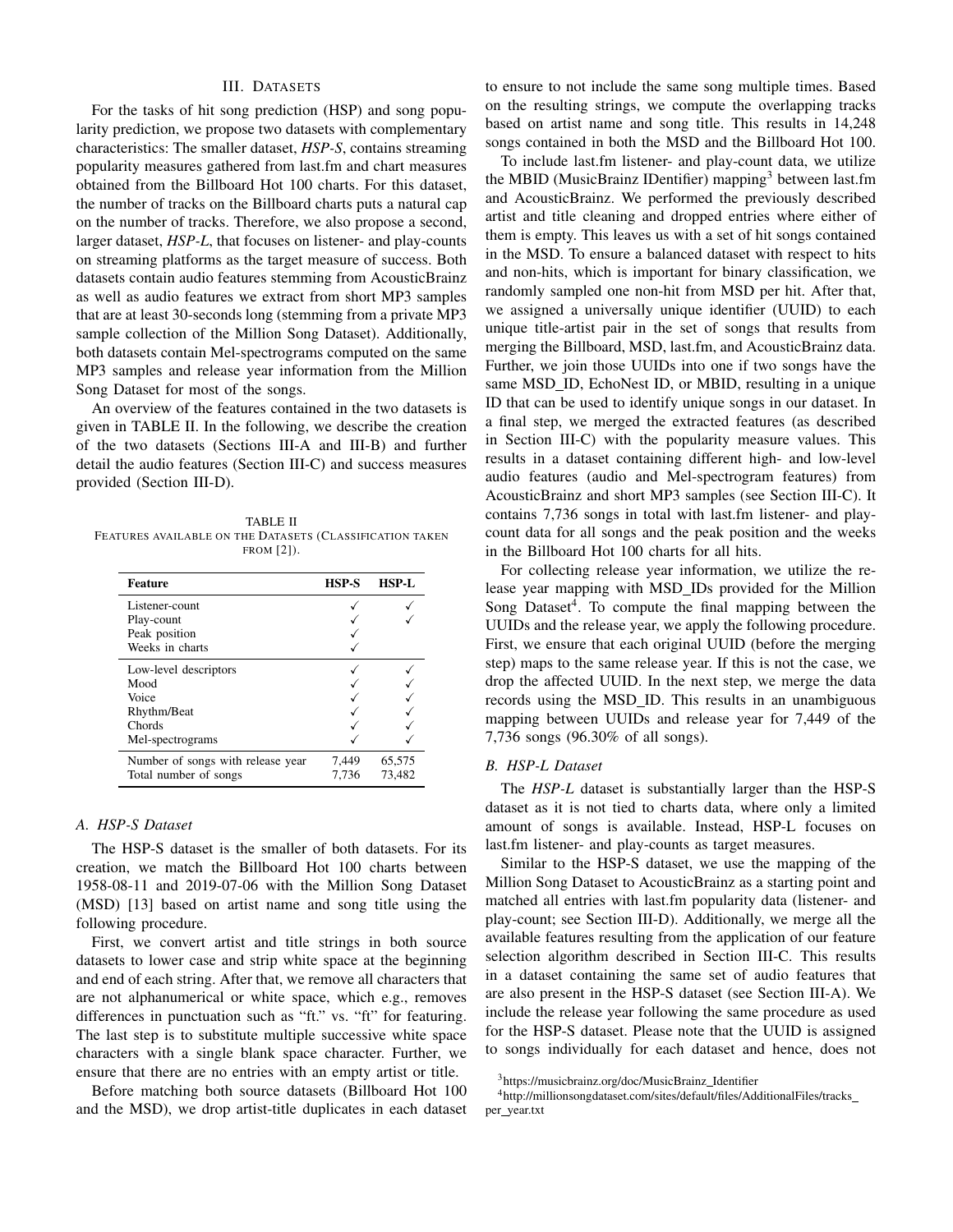## III. Datasets

For the tasks of hit song prediction (HSP) and song popularity prediction, we propose two datasets with complementary characteristics: The smaller dataset, *HSP-S*, contains streaming popularity measures gathered from last.fm and chart measures obtained from the Billboard Hot 100 charts. For this dataset, the number of tracks on the Billboard charts puts a natural cap on the number of tracks. Therefore, we also propose a second, larger dataset, *HSP-L*, that focuses on listener- and play-counts on streaming platforms as the target measure of success. Both datasets contain audio features stemming from AcousticBrainz as well as audio features we extract from short MP3 samples that are at least 30-seconds long (stemming from a private MP3 sample collection of the Million Song Dataset). Additionally, both datasets contain Mel-spectrograms computed on the same MP3 samples and release year information from the Million Song Dataset for most of the songs.

An overview of the features contained in the two datasets is given in TABLE II. In the following, we describe the creation of the two datasets (Sections III-A and III-B) and further detail the audio features (Section III-C) and success measures provided (Section III-D).

TABLE II
Features available on the Datasets (Classification taken from [2]).

| Feature | HSP-S | HSP-L |
|---|---|---|
| Listener-count | ✓ | ✓ |
| Play-count | ✓ | ✓ |
| Peak position | ✓ | |
| Weeks in charts | ✓ | |
| Low-level descriptors | ✓ | ✓ |
| Mood | ✓ | ✓ |
| Voice | ✓ | ✓ |
| Rhythm/Beat | ✓ | ✓ |
| Chords | ✓ | ✓ |
| Mel-spectrograms | ✓ | ✓ |
| Number of songs with release year | 7,449 | 65,575 |
| Total number of songs | 7,736 | 73,482 |

### A. HSP-S Dataset

The HSP-S dataset is the smaller of both datasets. For its creation, we match the Billboard Hot 100 charts between 1958-08-11 and 2019-07-06 with the Million Song Dataset (MSD) [13] based on artist name and song title using the following procedure.

First, we convert artist and title strings in both source datasets to lower case and strip white space at the beginning and end of each string. After that, we remove all characters that are not alphanumerical or white space, which e.g., removes differences in punctuation such as "ft." vs. "ft" for featuring. The last step is to substitute multiple successive white space characters with a single blank space character. Further, we ensure that there are no entries with an empty artist or title.

Before matching both source datasets (Billboard Hot 100 and the MSD), we drop artist-title duplicates in each dataset to ensure to not include the same song multiple times. Based on the resulting strings, we compute the overlapping tracks based on artist name and song title. This results in 14,248 songs contained in both the MSD and the Billboard Hot 100.

To include last.fm listener- and play-count data, we utilize the MBID (MusicBrainz IDentifier) mapping[3] between last.fm and AcousticBrainz. We performed the previously described artist and title cleaning and dropped entries where either of them is empty. This leaves us with a set of hit songs contained in the MSD. To ensure a balanced dataset with respect to hits and non-hits, which is important for binary classification, we randomly sampled one non-hit from MSD per hit. After that, we assigned a universally unique identifier (UUID) to each unique title-artist pair in the set of songs that results from merging the Billboard, MSD, last.fm, and AcousticBrainz data. Further, we join those UUIDs into one if two songs have the same MSD_ID, EchoNest ID, or MBID, resulting in a unique ID that can be used to identify unique songs in our dataset. In a final step, we merged the extracted features (as described in Section III-C) with the popularity measure values. This results in a dataset containing different high- and low-level audio features (audio and Mel-spectrogram features) from AcousticBrainz and short MP3 samples (see Section III-C). It contains 7,736 songs in total with last.fm listener- and play-count data for all songs and the peak position and the weeks in the Billboard Hot 100 charts for all hits.

For collecting release year information, we utilize the release year mapping with MSD_IDs provided for the Million Song Dataset[4]. To compute the final mapping between the UUIDs and the release year, we apply the following procedure. First, we ensure that each original UUID (before the merging step) maps to the same release year. If this is not the case, we drop the affected UUID. In the next step, we merge the data records using the MSD_ID. This results in an unambiguous mapping between UUIDs and release year for 7,449 of the 7,736 songs (96.30% of all songs).

### B. HSP-L Dataset

The *HSP-L* dataset is substantially larger than the HSP-S dataset as it is not tied to charts data, where only a limited amount of songs is available. Instead, HSP-L focuses on last.fm listener- and play-counts as target measures.

Similar to the HSP-S dataset, we use the mapping of the Million Song Dataset to AcousticBrainz as a starting point and matched all entries with last.fm popularity data (listener- and play-count; see Section III-D). Additionally, we merge all the available features resulting from the application of our feature selection algorithm described in Section III-C. This results in a dataset containing the same set of audio features that are also present in the HSP-S dataset (see Section III-A). We include the release year following the same procedure as used for the HSP-S dataset. Please note that the UUID is assigned to songs individually for each dataset and hence, does not

[3] https://musicbrainz.org/doc/MusicBrainz_Identifier

[4] http://millionsongdataset.com/sites/default/files/AdditionalFiles/tracks_per_year.txt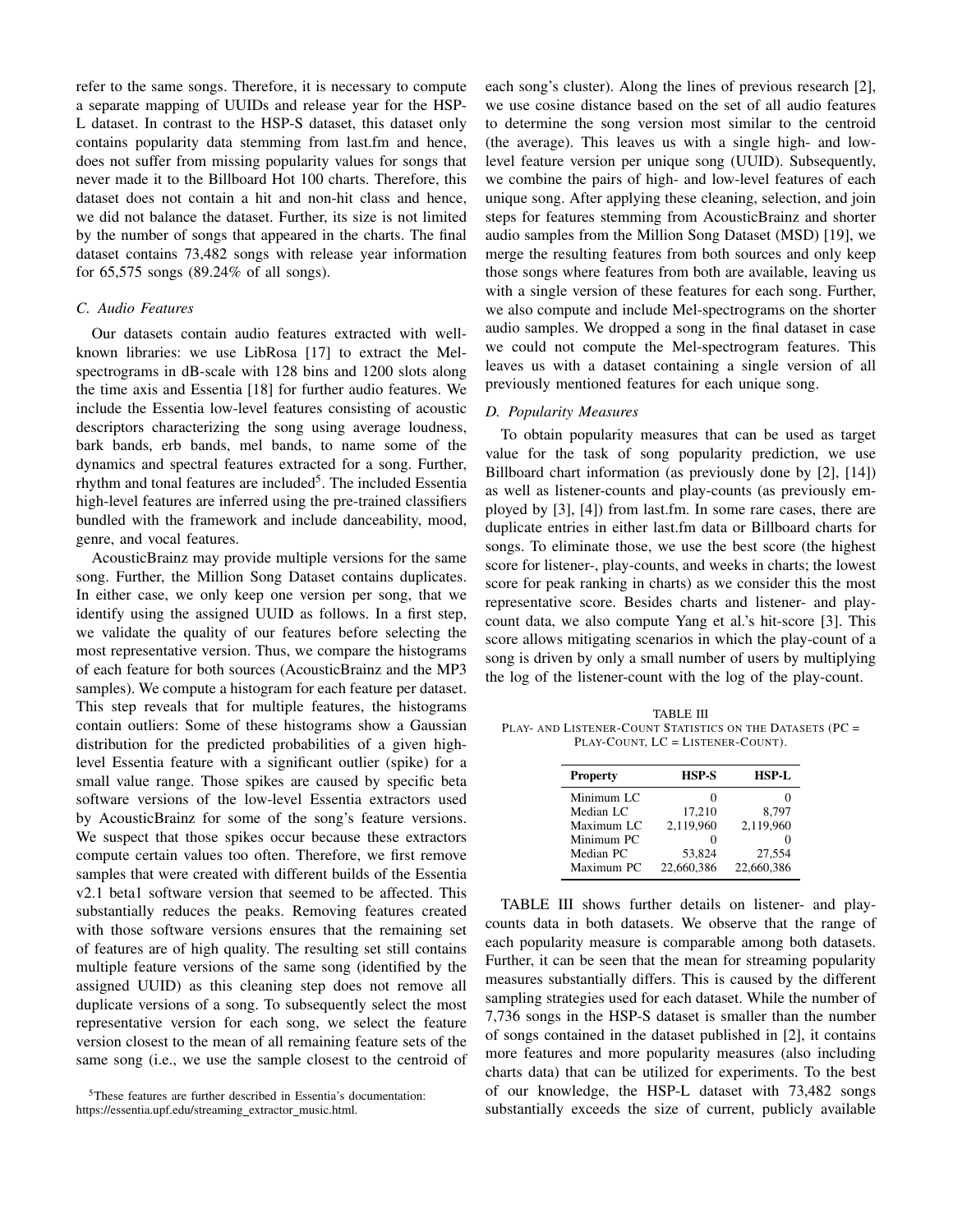refer to the same songs. Therefore, it is necessary to compute a separate mapping of UUIDs and release year for the HSP-L dataset. In contrast to the HSP-S dataset, this dataset only contains popularity data stemming from last.fm and hence, does not suffer from missing popularity values for songs that never made it to the Billboard Hot 100 charts. Therefore, this dataset does not contain a hit and non-hit class and hence, we did not balance the dataset. Further, its size is not limited by the number of songs that appeared in the charts. The final dataset contains 73,482 songs with release year information for 65,575 songs (89.24% of all songs).

### C. Audio Features

Our datasets contain audio features extracted with well-known libraries: we use LibRosa [17] to extract the Mel-spectrograms in dB-scale with 128 bins and 1200 slots along the time axis and Essentia [18] for further audio features. We include the Essentia low-level features consisting of acoustic descriptors characterizing the song using average loudness, bark bands, erb bands, mel bands, to name some of the dynamics and spectral features extracted for a song. Further, rhythm and tonal features are included[5]. The included Essentia high-level features are inferred using the pre-trained classifiers bundled with the framework and include danceability, mood, genre, and vocal features.

AcousticBrainz may provide multiple versions for the same song. Further, the Million Song Dataset contains duplicates. In either case, we only keep one version per song, that we identify using the assigned UUID as follows. In a first step, we validate the quality of our features before selecting the most representative version. Thus, we compare the histograms of each feature for both sources (AcousticBrainz and the MP3 samples). We compute a histogram for each feature per dataset. This step reveals that for multiple features, the histograms contain outliers: Some of these histograms show a Gaussian distribution for the predicted probabilities of a given high-level Essentia feature with a significant outlier (spike) for a small value range. Those spikes are caused by specific beta software versions of the low-level Essentia extractors used by AcousticBrainz for some of the song's feature versions. We suspect that those spikes occur because these extractors compute certain values too often. Therefore, we first remove samples that were created with different builds of the Essentia v2.1 beta1 software version that seemed to be affected. This substantially reduces the peaks. Removing features created with those software versions ensures that the remaining set of features are of high quality. The resulting set still contains multiple feature versions of the same song (identified by the assigned UUID) as this cleaning step does not remove all duplicate versions of a song. To subsequently select the most representative version for each song, we select the feature version closest to the mean of all remaining feature sets of the same song (i.e., we use the sample closest to the centroid of each song's cluster). Along the lines of previous research [2], we use cosine distance based on the set of all audio features to determine the song version most similar to the centroid (the average). This leaves us with a single high- and low-level feature version per unique song (UUID). Subsequently, we combine the pairs of high- and low-level features of each unique song. After applying these cleaning, selection, and join steps for features stemming from AcousticBrainz and shorter audio samples from the Million Song Dataset (MSD) [19], we merge the resulting features from both sources and only keep those songs where features from both are available, leaving us with a single version of these features for each song. Further, we also compute and include Mel-spectrograms on the shorter audio samples. We dropped a song in the final dataset in case we could not compute the Mel-spectrogram features. This leaves us with a dataset containing a single version of all previously mentioned features for each unique song.

[5]These features are further described in Essentia's documentation: https://essentia.upf.edu/streaming_extractor_music.html.

### D. Popularity Measures

To obtain popularity measures that can be used as target value for the task of song popularity prediction, we use Billboard chart information (as previously done by [2], [14]) as well as listener-counts and play-counts (as previously employed by [3], [4]) from last.fm. In some rare cases, there are duplicate entries in either last.fm data or Billboard charts for songs. To eliminate those, we use the best score (the highest score for listener-, play-counts, and weeks in charts; the lowest score for peak ranking in charts) as we consider this the most representative score. Besides charts and listener- and play-count data, we also compute Yang et al.'s hit-score [3]. This score allows mitigating scenarios in which the play-count of a song is driven by only a small number of users by multiplying the log of the listener-count with the log of the play-count.

TABLE III
PLAY- AND LISTENER-COUNT STATISTICS ON THE DATASETS (PC = PLAY-COUNT, LC = LISTENER-COUNT).

| Property | HSP-S | HSP-L |
|---|---|---|
| Minimum LC | 0 | 0 |
| Median LC | 17,210 | 8,797 |
| Maximum LC | 2,119,960 | 2,119,960 |
| Minimum PC | 0 | 0 |
| Median PC | 53,824 | 27,554 |
| Maximum PC | 22,660,386 | 22,660,386 |

TABLE III shows further details on listener- and play-counts data in both datasets. We observe that the range of each popularity measure is comparable among both datasets. Further, it can be seen that the mean for streaming popularity measures substantially differs. This is caused by the different sampling strategies used for each dataset. While the number of 7,736 songs in the HSP-S dataset is smaller than the number of songs contained in the dataset published in [2], it contains more features and more popularity measures (also including charts data) that can be utilized for experiments. To the best of our knowledge, the HSP-L dataset with 73,482 songs substantially exceeds the size of current, publicly available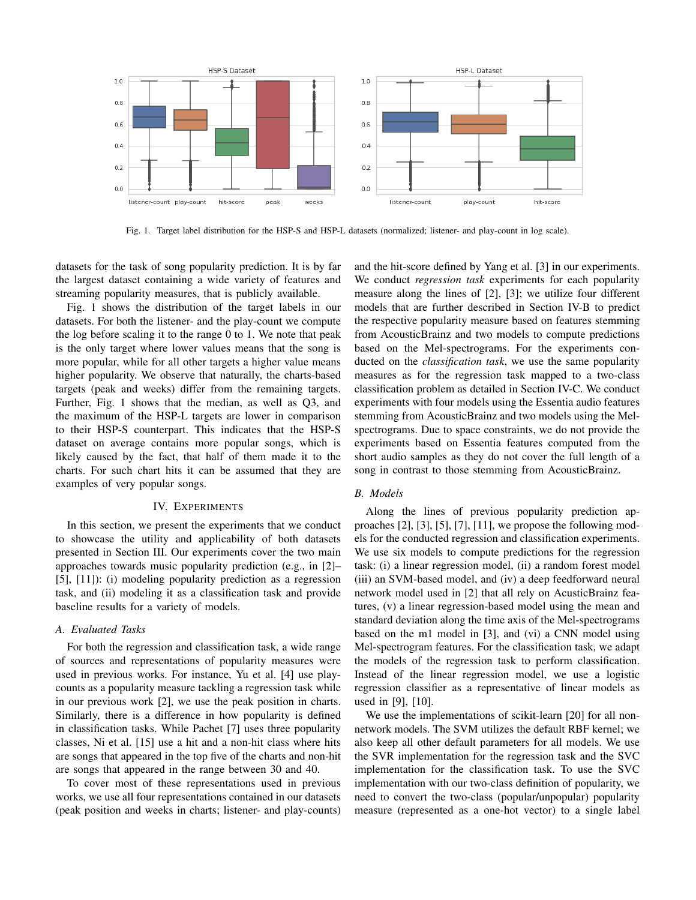Fig. 1. Target label distribution for the HSP-S and HSP-L datasets (normalized; listener- and play-count in log scale).

datasets for the task of song popularity prediction. It is by far the largest dataset containing a wide variety of features and streaming popularity measures, that is publicly available.

Fig. 1 shows the distribution of the target labels in our datasets. For both the listener- and the play-count we compute the log before scaling it to the range 0 to 1. We note that peak is the only target where lower values means that the song is more popular, while for all other targets a higher value means higher popularity. We observe that naturally, the charts-based targets (peak and weeks) differ from the remaining targets. Further, Fig. 1 shows that the median, as well as Q3, and the maximum of the HSP-L targets are lower in comparison to their HSP-S counterpart. This indicates that the HSP-S dataset on average contains more popular songs, which is likely caused by the fact, that half of them made it to the charts. For such chart hits it can be assumed that they are examples of very popular songs.

## IV. Experiments

In this section, we present the experiments that we conduct to showcase the utility and applicability of both datasets presented in Section III. Our experiments cover the two main approaches towards music popularity prediction (e.g., in [2]–[5], [11]): (i) modeling popularity prediction as a regression task, and (ii) modeling it as a classification task and provide baseline results for a variety of models.

### A. Evaluated Tasks

For both the regression and classification task, a wide range of sources and representations of popularity measures were used in previous works. For instance, Yu et al. [4] use play-counts as a popularity measure tackling a regression task while in our previous work [2], we use the peak position in charts. Similarly, there is a difference in how popularity is defined in classification tasks. While Pachet [7] uses three popularity classes, Ni et al. [15] use a hit and a non-hit class where hits are songs that appeared in the top five of the charts and non-hit are songs that appeared in the range between 30 and 40.

To cover most of these representations used in previous works, we use all four representations contained in our datasets (peak position and weeks in charts; listener- and play-counts) and the hit-score defined by Yang et al. [3] in our experiments. We conduct *regression task* experiments for each popularity measure along the lines of [2], [3]; we utilize four different models that are further described in Section IV-B to predict the respective popularity measure based on features stemming from AcousticBrainz and two models to compute predictions based on the Mel-spectrograms. For the experiments conducted on the *classification task*, we use the same popularity measures as for the regression task mapped to a two-class classification problem as detailed in Section IV-C. We conduct experiments with four models using the Essentia audio features stemming from AcousticBrainz and two models using the Mel-spectrograms. Due to space constraints, we do not provide the experiments based on Essentia features computed from the short audio samples as they do not cover the full length of a song in contrast to those stemming from AcousticBrainz.

### B. Models

Along the lines of previous popularity prediction approaches [2], [3], [5], [7], [11], we propose the following models for the conducted regression and classification experiments. We use six models to compute predictions for the regression task: (i) a linear regression model, (ii) a random forest model (iii) an SVM-based model, and (iv) a deep feedforward neural network model used in [2] that all rely on AcusticBrainz features, (v) a linear regression-based model using the mean and standard deviation along the time axis of the Mel-spectrograms based on the m1 model in [3], and (vi) a CNN model using Mel-spectrogram features. For the classification task, we adapt the models of the regression task to perform classification. Instead of the linear regression model, we use a logistic regression classifier as a representative of linear models as used in [9], [10].

We use the implementations of scikit-learn [20] for all non-network models. The SVM utilizes the default RBF kernel; we also keep all other default parameters for all models. We use the SVR implementation for the regression task and the SVC implementation for the classification task. To use the SVC implementation with our two-class definition of popularity, we need to convert the two-class (popular/unpopular) popularity measure (represented as a one-hot vector) to a single label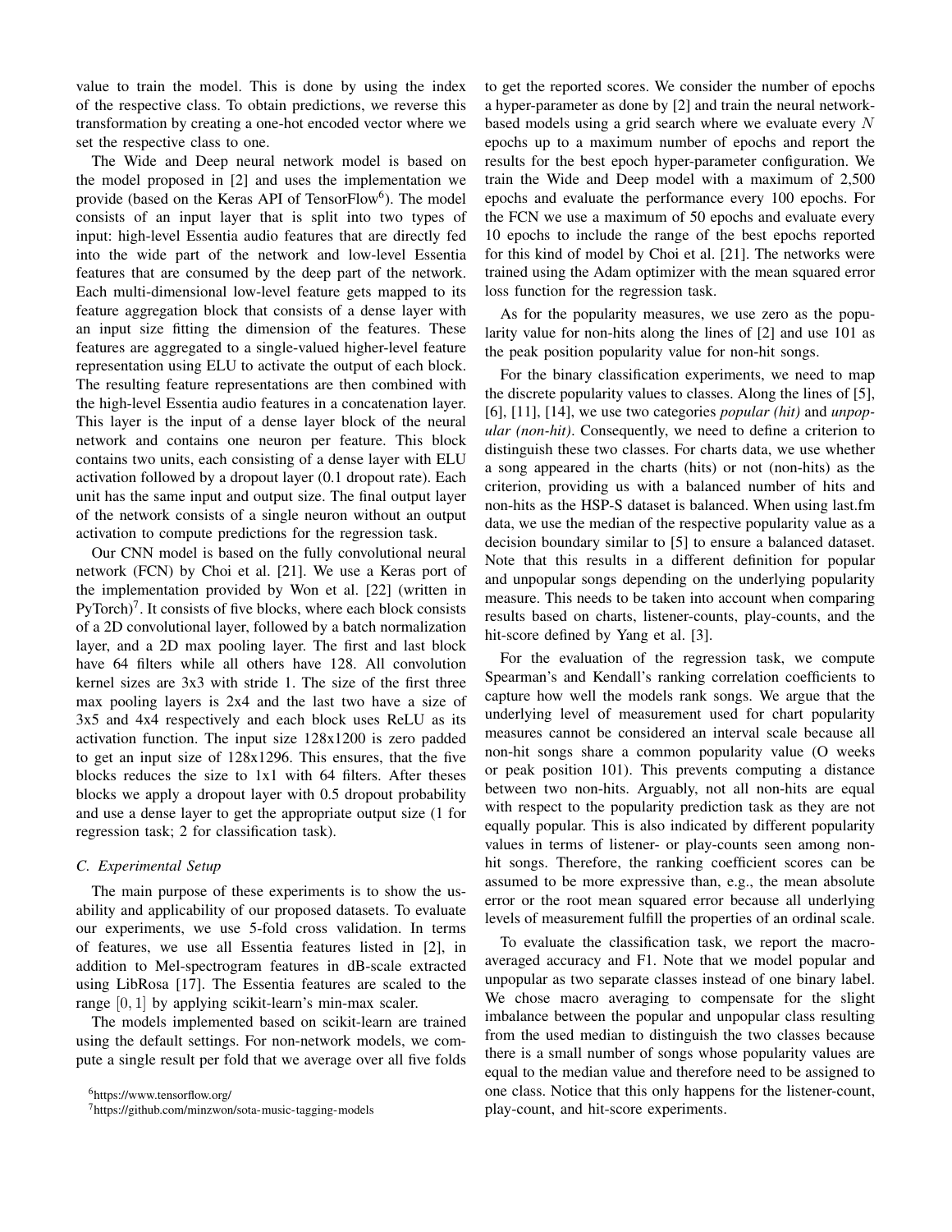value to train the model. This is done by using the index of the respective class. To obtain predictions, we reverse this transformation by creating a one-hot encoded vector where we set the respective class to one.

The Wide and Deep neural network model is based on the model proposed in [2] and uses the implementation we provide (based on the Keras API of TensorFlow[6]). The model consists of an input layer that is split into two types of input: high-level Essentia audio features that are directly fed into the wide part of the network and low-level Essentia features that are consumed by the deep part of the network. Each multi-dimensional low-level feature gets mapped to its feature aggregation block that consists of a dense layer with an input size fitting the dimension of the features. These features are aggregated to a single-valued higher-level feature representation using ELU to activate the output of each block. The resulting feature representations are then combined with the high-level Essentia audio features in a concatenation layer. This layer is the input of a dense layer block of the neural network and contains one neuron per feature. This block contains two units, each consisting of a dense layer with ELU activation followed by a dropout layer (0.1 dropout rate). Each unit has the same input and output size. The final output layer of the network consists of a single neuron without an output activation to compute predictions for the regression task.

Our CNN model is based on the fully convolutional neural network (FCN) by Choi et al. [21]. We use a Keras port of the implementation provided by Won et al. [22] (written in PyTorch)[7]. It consists of five blocks, where each block consists of a 2D convolutional layer, followed by a batch normalization layer, and a 2D max pooling layer. The first and last block have 64 filters while all others have 128. All convolution kernel sizes are 3x3 with stride 1. The size of the first three max pooling layers is 2x4 and the last two have a size of 3x5 and 4x4 respectively and each block uses ReLU as its activation function. The input size 128x1200 is zero padded to get an input size of 128x1296. This ensures, that the five blocks reduces the size to 1x1 with 64 filters. After theses blocks we apply a dropout layer with 0.5 dropout probability and use a dense layer to get the appropriate output size (1 for regression task; 2 for classification task).

### C. Experimental Setup

The main purpose of these experiments is to show the usability and applicability of our proposed datasets. To evaluate our experiments, we use 5-fold cross validation. In terms of features, we use all Essentia features listed in [2], in addition to Mel-spectrogram features in dB-scale extracted using LibRosa [17]. The Essentia features are scaled to the range $[0, 1]$ by applying scikit-learn's min-max scaler.

The models implemented based on scikit-learn are trained using the default settings. For non-network models, we compute a single result per fold that we average over all five folds to get the reported scores. We consider the number of epochs a hyper-parameter as done by [2] and train the neural network-based models using a grid search where we evaluate every $N$ epochs up to a maximum number of epochs and report the results for the best epoch hyper-parameter configuration. We train the Wide and Deep model with a maximum of 2,500 epochs and evaluate the performance every 100 epochs. For the FCN we use a maximum of 50 epochs and evaluate every 10 epochs to include the range of the best epochs reported for this kind of model by Choi et al. [21]. The networks were trained using the Adam optimizer with the mean squared error loss function for the regression task.

As for the popularity measures, we use zero as the popularity value for non-hits along the lines of [2] and use 101 as the peak position popularity value for non-hit songs.

For the binary classification experiments, we need to map the discrete popularity values to classes. Along the lines of [5], [6], [11], [14], we use two categories *popular (hit)* and *unpopular (non-hit)*. Consequently, we need to define a criterion to distinguish these two classes. For charts data, we use whether a song appeared in the charts (hits) or not (non-hits) as the criterion, providing us with a balanced number of hits and non-hits as the HSP-S dataset is balanced. When using last.fm data, we use the median of the respective popularity value as a decision boundary similar to [5] to ensure a balanced dataset. Note that this results in a different definition for popular and unpopular songs depending on the underlying popularity measure. This needs to be taken into account when comparing results based on charts, listener-counts, play-counts, and the hit-score defined by Yang et al. [3].

For the evaluation of the regression task, we compute Spearman's and Kendall's ranking correlation coefficients to capture how well the models rank songs. We argue that the underlying level of measurement used for chart popularity measures cannot be considered an interval scale because all non-hit songs share a common popularity value (O weeks or peak position 101). This prevents computing a distance between two non-hits. Arguably, not all non-hits are equal with respect to the popularity prediction task as they are not equally popular. This is also indicated by different popularity values in terms of listener- or play-counts seen among non-hit songs. Therefore, the ranking coefficient scores can be assumed to be more expressive than, e.g., the mean absolute error or the root mean squared error because all underlying levels of measurement fulfill the properties of an ordinal scale.

To evaluate the classification task, we report the macro-averaged accuracy and F1. Note that we model popular and unpopular as two separate classes instead of one binary label. We chose macro averaging to compensate for the slight imbalance between the popular and unpopular class resulting from the used median to distinguish the two classes because there is a small number of songs whose popularity values are equal to the median value and therefore need to be assigned to one class. Notice that this only happens for the listener-count, play-count, and hit-score experiments.

[6]https://www.tensorflow.org/

[7]https://github.com/minzwon/sota-music-tagging-models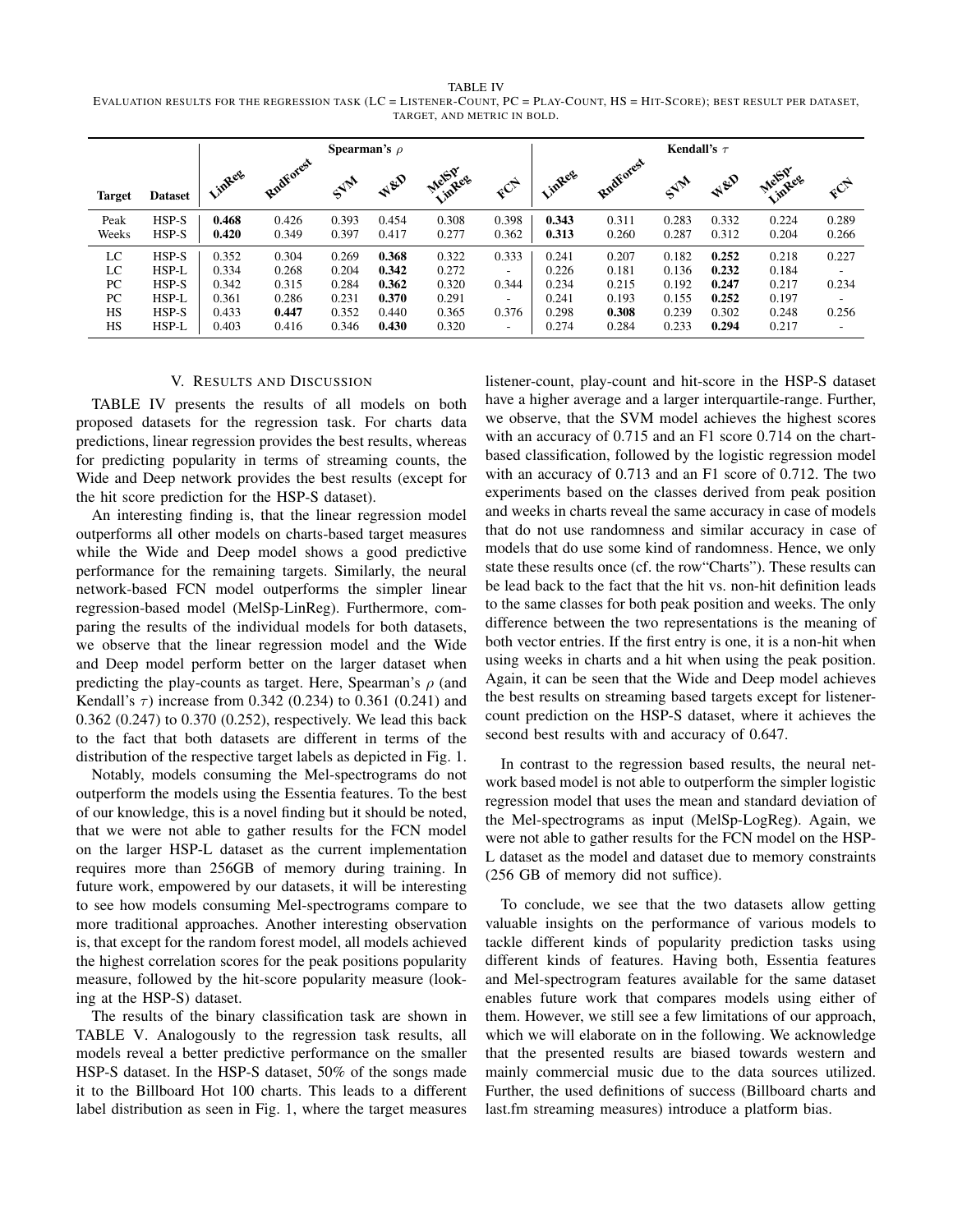TABLE IV
EVALUATION RESULTS FOR THE REGRESSION TASK (LC = LISTENER-COUNT, PC = PLAY-COUNT, HS = HIT-SCORE); BEST RESULT PER DATASET, TARGET, AND METRIC IN BOLD.

| | | Spearman's $\rho$ | | | | | | Kendall's $\tau$ | | | | | |
|---|---|---|---|---|---|---|---|---|---|---|---|---|---|
| **Target** | **Dataset** | LinReg | RndForest | SVM | W&D | MelSp-LinReg | FCN | LinReg | RndForest | SVM | W&D | MelSp-LinReg | FCN |
| Peak | HSP-S | **0.468** | 0.426 | 0.393 | 0.454 | 0.308 | 0.398 | **0.343** | 0.311 | 0.283 | 0.332 | 0.224 | 0.289 |
| Weeks | HSP-S | **0.420** | 0.349 | 0.397 | 0.417 | 0.277 | 0.362 | **0.313** | 0.260 | 0.287 | 0.312 | 0.204 | 0.266 |
| LC | HSP-S | 0.352 | 0.304 | 0.269 | **0.368** | 0.322 | 0.333 | 0.241 | 0.207 | 0.182 | **0.252** | 0.218 | 0.227 |
| LC | HSP-L | 0.334 | 0.268 | 0.204 | **0.342** | 0.272 | - | 0.226 | 0.181 | 0.136 | **0.232** | 0.184 | - |
| PC | HSP-S | 0.342 | 0.315 | 0.284 | **0.362** | 0.320 | 0.344 | 0.234 | 0.215 | 0.192 | **0.247** | 0.217 | 0.234 |
| PC | HSP-L | 0.361 | 0.286 | 0.231 | **0.370** | 0.291 | - | 0.241 | 0.193 | 0.155 | **0.252** | 0.197 | - |
| HS | HSP-S | 0.433 | **0.447** | 0.352 | 0.440 | 0.365 | 0.376 | 0.298 | **0.308** | 0.239 | 0.302 | 0.248 | 0.256 |
| HS | HSP-L | 0.403 | 0.416 | 0.346 | **0.430** | 0.320 | - | 0.274 | 0.284 | 0.233 | **0.294** | 0.217 | - |

## V. RESULTS AND DISCUSSION

TABLE IV presents the results of all models on both proposed datasets for the regression task. For charts data predictions, linear regression provides the best results, whereas for predicting popularity in terms of streaming counts, the Wide and Deep network provides the best results (except for the hit score prediction for the HSP-S dataset).

An interesting finding is, that the linear regression model outperforms all other models on charts-based target measures while the Wide and Deep model shows a good predictive performance for the remaining targets. Similarly, the neural network-based FCN model outperforms the simpler linear regression-based model (MelSp-LinReg). Furthermore, comparing the results of the individual models for both datasets, we observe that the linear regression model and the Wide and Deep model perform better on the larger dataset when predicting the play-counts as target. Here, Spearman's $\rho$ (and Kendall's $\tau$) increase from 0.342 (0.234) to 0.361 (0.241) and 0.362 (0.247) to 0.370 (0.252), respectively. We lead this back to the fact that both datasets are different in terms of the distribution of the respective target labels as depicted in Fig. 1.

Notably, models consuming the Mel-spectrograms do not outperform the models using the Essentia features. To the best of our knowledge, this is a novel finding but it should be noted, that we were not able to gather results for the FCN model on the larger HSP-L dataset as the current implementation requires more than 256GB of memory during training. In future work, empowered by our datasets, it will be interesting to see how models consuming Mel-spectrograms compare to more traditional approaches. Another interesting observation is, that except for the random forest model, all models achieved the highest correlation scores for the peak positions popularity measure, followed by the hit-score popularity measure (looking at the HSP-S) dataset.

The results of the binary classification task are shown in TABLE V. Analogously to the regression task results, all models reveal a better predictive performance on the smaller HSP-S dataset. In the HSP-S dataset, 50% of the songs made it to the Billboard Hot 100 charts. This leads to a different label distribution as seen in Fig. 1, where the target measures listener-count, play-count and hit-score in the HSP-S dataset have a higher average and a larger interquartile-range. Further, we observe, that the SVM model achieves the highest scores with an accuracy of 0.715 and an F1 score 0.714 on the chart-based classification, followed by the logistic regression model with an accuracy of 0.713 and an F1 score of 0.712. The two experiments based on the classes derived from peak position and weeks in charts reveal the same accuracy in case of models that do not use randomness and similar accuracy in case of models that do use some kind of randomness. Hence, we only state these results once (cf. the row"Charts"). These results can be lead back to the fact that the hit vs. non-hit definition leads to the same classes for both peak position and weeks. The only difference between the two representations is the meaning of both vector entries. If the first entry is one, it is a non-hit when using weeks in charts and a hit when using the peak position. Again, it can be seen that the Wide and Deep model achieves the best results on streaming based targets except for listener-count prediction on the HSP-S dataset, where it achieves the second best results with and accuracy of 0.647.

In contrast to the regression based results, the neural network based model is not able to outperform the simpler logistic regression model that uses the mean and standard deviation of the Mel-spectrograms as input (MelSp-LogReg). Again, we were not able to gather results for the FCN model on the HSP-L dataset as the model and dataset due to memory constraints (256 GB of memory did not suffice).

To conclude, we see that the two datasets allow getting valuable insights on the performance of various models to tackle different kinds of popularity prediction tasks using different kinds of features. Having both, Essentia features and Mel-spectrogram features available for the same dataset enables future work that compares models using either of them. However, we still see a few limitations of our approach, which we will elaborate on in the following. We acknowledge that the presented results are biased towards western and mainly commercial music due to the data sources utilized. Further, the used definitions of success (Billboard charts and last.fm streaming measures) introduce a platform bias.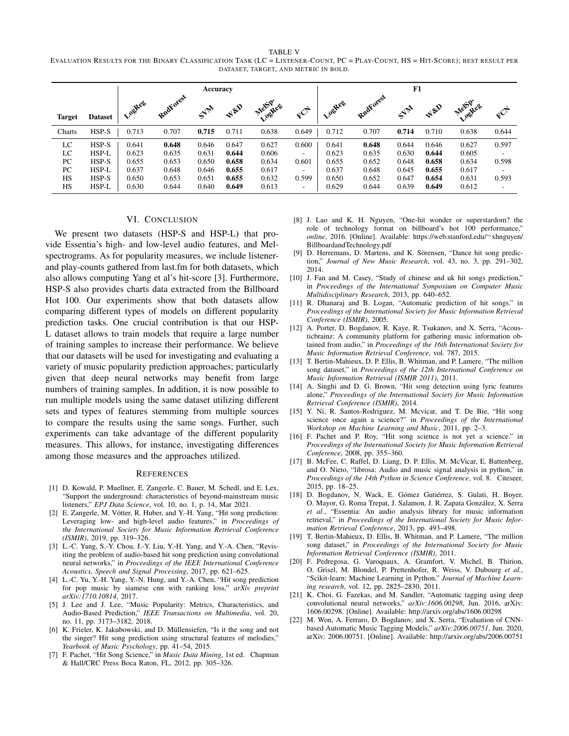TABLE V

EVALUATION RESULTS FOR THE BINARY CLASSIFICATION TASK (LC = LISTENER-COUNT, PC = PLAY-COUNT, HS = HIT-SCORE); BEST RESULT PER DATASET, TARGET, AND METRIC IN BOLD.

| | | Accuracy | | | | | | F1 | | | | | |
|---|---|---|---|---|---|---|---|---|---|---|---|---|---|
| **Target** | **Dataset** | LogReg | RndForest | SVM | W&D | MelSp-LogReg | FCN | LogReg | RndForest | SVM | W&D | MelSp-LogReg | FCN |
| Charts | HSP-S | 0.713 | 0.707 | **0.715** | 0.711 | 0.638 | 0.649 | 0.712 | 0.707 | **0.714** | 0.710 | 0.638 | 0.644 |
| LC | HSP-S | 0.641 | **0.648** | 0.646 | 0.647 | 0.627 | 0.600 | 0.641 | **0.648** | 0.644 | 0.646 | 0.627 | 0.597 |
| LC | HSP-L | 0.623 | 0.635 | 0.631 | **0.644** | 0.606 | - | 0.623 | 0.635 | 0.630 | **0.644** | 0.605 | - |
| PC | HSP-S | 0.655 | 0.653 | 0.650 | **0.658** | 0.634 | 0.601 | 0.655 | 0.652 | 0.648 | **0.658** | 0.634 | 0.598 |
| PC | HSP-L | 0.637 | 0.648 | 0.646 | **0.655** | 0.617 | - | 0.637 | 0.648 | 0.645 | **0.655** | 0.617 | - |
| HS | HSP-S | 0.650 | 0.653 | 0.651 | **0.655** | 0.632 | 0.599 | 0.650 | 0.652 | 0.647 | **0.654** | 0.631 | 0.593 |
| HS | HSP-L | 0.630 | 0.644 | 0.640 | **0.649** | 0.613 | - | 0.629 | 0.644 | 0.639 | **0.649** | 0.612 | - |

## VI. CONCLUSION

We present two datasets (HSP-S and HSP-L) that provide Essentia's high- and low-level audio features, and Mel-spectrograms. As for popularity measures, we include listener- and play-counts gathered from last.fm for both datasets, which also allows computing Yang et al's hit-score [3]. Furthermore, HSP-S also provides charts data extracted from the Billboard Hot 100. Our experiments show that both datasets allow comparing different types of models on different popularity prediction tasks. One crucial contribution is that our HSP-L dataset allows to train models that require a large number of training samples to increase their performance. We believe that our datasets will be used for investigating and evaluating a variety of music popularity prediction approaches; particularly given that deep neural networks may benefit from large numbers of training samples. In addition, it is now possible to run multiple models using the same dataset utilizing different sets and types of features stemming from multiple sources to compare the results using the same songs. Further, such experiments can take advantage of the different popularity measures. This allows, for instance, investigating differences among those measures and the approaches utilized.

## REFERENCES

[1] D. Kowald, P. Muellner, E. Zangerle, C. Bauer, M. Schedl, and E. Lex, "Support the underground: characteristics of beyond-mainstream music listeners," *EPJ Data Science*, vol. 10, no. 1, p. 14, Mar 2021.

[2] E. Zangerle, M. Vötter, R. Huber, and Y.-H. Yang, "Hit song prediction: Leveraging low- and high-level audio features," in *Proceedings of the International Society for Music Information Retrieval Conference (ISMIR)*, 2019, pp. 319–326.

[3] L.-C. Yang, S.-Y. Chou, J.-Y. Liu, Y.-H. Yang, and Y.-A. Chen, "Revisiting the problem of audio-based hit song prediction using convolutional neural networks," in *Proceedings of the IEEE International Conference Acoustics, Speech and Signal Processing*, 2017, pp. 621–625.

[4] L.-C. Yu, Y.-H. Yang, Y.-N. Hung, and Y.-A. Chen, "Hit song prediction for pop music by siamese cnn with ranking loss," *arXiv preprint arXiv:1710.10814*, 2017.

[5] J. Lee and J. Lee, "Music Popularity: Metrics, Characteristics, and Audio-Based Prediction," *IEEE Transactions on Multimedia*, vol. 20, no. 11, pp. 3173–3182, 2018.

[6] K. Frieler, K. Jakubowski, and D. Müllensiefen, "Is it the song and not the singer? Hit song prediction using structural features of melodies," *Yearbook of Music Psychology*, pp. 41–54, 2015.

[7] F. Pachet, "Hit Song Science," in *Music Data Mining*, 1st ed. Chapman & Hall/CRC Press Boca Raton, FL, 2012, pp. 305–326.

[8] J. Lao and K. H. Nguyen, "One-hit wonder or superstardom? the role of technology format on billboard's hot 100 performance," *online*, 2016. [Online]. Available: https://web.stanford.edu/~xhnguyen/BillboardandTechnology.pdf

[9] D. Herremans, D. Martens, and K. Sörensen, "Dance hit song prediction," *Journal of New Music Research*, vol. 43, no. 3, pp. 291–302, 2014.

[10] J. Fan and M. Casey, "Study of chinese and uk hit songs prediction," in *Proceedings of the International Symposium on Computer Music Multidisciplinary Research*, 2013, pp. 640–652.

[11] R. Dhanaraj and B. Logan, "Automatic prediction of hit songs." in *Proceedings of the International Society for Music Information Retrieval Conference (ISMIR)*, 2005.

[12] A. Porter, D. Bogdanov, R. Kaye, R. Tsukanov, and X. Serra, "Acousticbrainz: A community platform for gathering music information obtained from audio," in *Proceedings of the 16th International Society for Music Information Retrieval Conference*, vol. 787, 2015.

[13] T. Bertin-Mahieux, D. P. Ellis, B. Whitman, and P. Lamere, "The million song dataset," in *Proceedings of the 12th International Conference on Music Information Retrieval (ISMIR 2011)*, 2011.

[14] A. Singhi and D. G. Brown, "Hit song detection using lyric features alone," *Proceedings of the International Society for Music Information Retrieval Conference (ISMIR)*, 2014.

[15] Y. Ni, R. Santos-Rodriguez, M. Mcvicar, and T. De Bie, "Hit song science once again a science?" in *Proceedings of the International Workshop on Machine Learning and Music*, 2011, pp. 2–3.

[16] F. Pachet and P. Roy, "Hit song science is not yet a science." in *Proceedings of the International Society for Music Information Retrieval Conference*, 2008, pp. 355–360.

[17] B. McFee, C. Raffel, D. Liang, D. P. Ellis, M. McVicar, E. Battenberg, and O. Nieto, "librosa: Audio and music signal analysis in python," in *Proceedings of the 14th Python in Science Conference*, vol. 8. Citeseer, 2015, pp. 18–25.

[18] D. Bogdanov, N. Wack, E. Gómez Gutiérrez, S. Gulati, H. Boyer, O. Mayor, G. Roma Trepat, J. Salamon, J. R. Zapata González, X. Serra *et al.*, "Essentia: An audio analysis library for music information retrieval," in *Proceedings of the International Society for Music Information Retrieval Conference*, 2013, pp. 493–498.

[19] T. Bertin-Mahieux, D. Ellis, B. Whitman, and P. Lamere, "The million song dataset," in *Proceedings of the International Society for Music Information Retrieval Conference (ISMIR)*, 2011.

[20] F. Pedregosa, G. Varoquaux, A. Gramfort, V. Michel, B. Thirion, O. Grisel, M. Blondel, P. Prettenhofer, R. Weiss, V. Dubourg *et al.*, "Scikit-learn: Machine Learning in Python," *Journal of Machine Learning research*, vol. 12, pp. 2825–2830, 2011.

[21] K. Choi, G. Fazekas, and M. Sandler, "Automatic tagging using deep convolutional neural networks," *arXiv:1606.00298*, Jun. 2016, arXiv: 1606.00298. [Online]. Available: http://arxiv.org/abs/1606.00298

[22] M. Won, A. Ferraro, D. Bogdanov, and X. Serra, "Evaluation of CNN-based Automatic Music Tagging Models," *arXiv:2006.00751*, Jun. 2020, arXiv: 2006.00751. [Online]. Available: http://arxiv.org/abs/2006.00751